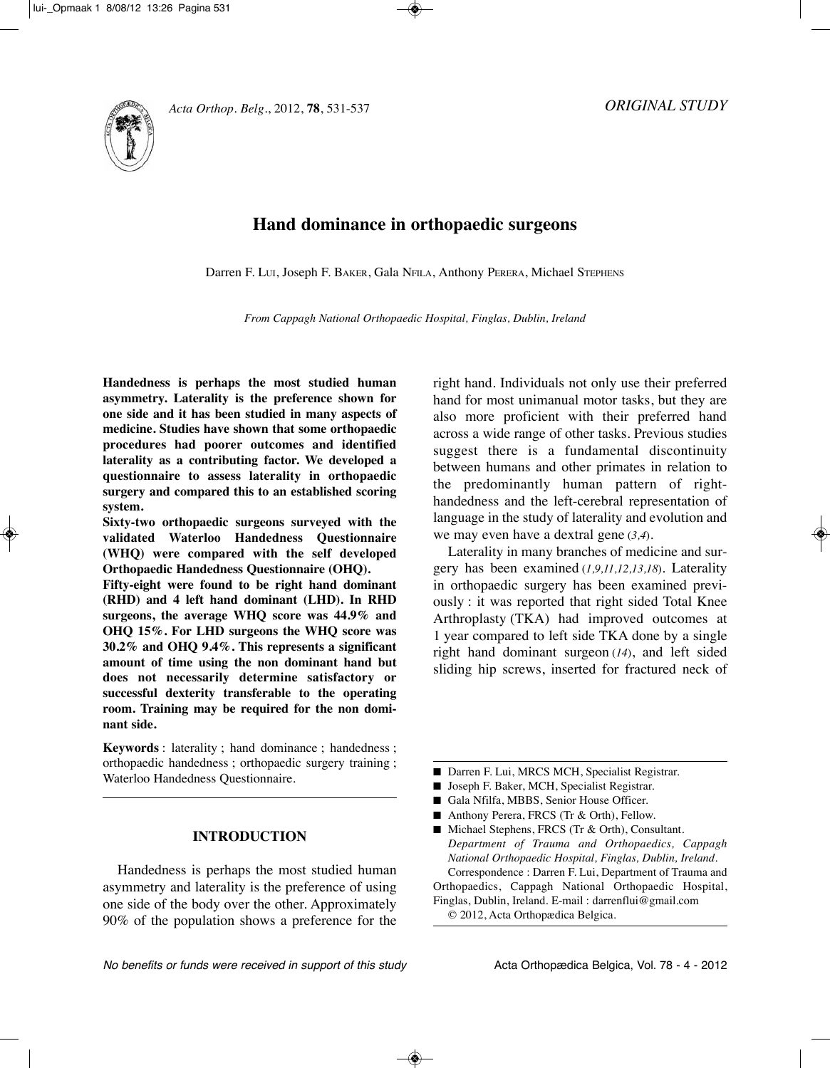*ORIGINAL STUDY*

# Hand dominance in orthopaedic surgeons

Darren F. LUI, Joseph F. BAKER, Gala NFILA, Anthony PERERA, Michael STEPHENS

*From Cappagh National Orthopaedic Hospital, Finglas, Dublin, Ireland*

**Handedness is perhaps the most studied human asymmetry. Laterality is the preference shown for one side and it has been studied in many aspects of medicine. Studies have shown that some orthopaedic procedures had poorer outcomes and identified laterality as a contributing factor. We developed a questionnaire to assess laterality in orthopaedic surgery and compared this to an established scoring system.**

**Sixty-two orthopaedic surgeons surveyed with the validated Waterloo Handedness Questionnaire (WHQ) were compared with the self developed Orthopaedic Handedness Questionnaire (OHQ).**

**Fifty-eight were found to be right hand dominant (RHD) and 4 left hand dominant (LHD). In RHD surgeons, the average WHQ score was 44.9% and OHQ 15%. For LHD surgeons the WHQ score was 30.2% and OHQ 9.4%. This represents a significant amount of time using the non dominant hand but does not necessarily determine satisfactory or successful dexterity transferable to the operating room. Training may be required for the non dominant side.**

**Keywords** : laterality ; hand dominance ; handedness ; orthopaedic handedness ; orthopaedic surgery training ; Waterloo Handedness Questionnaire.

## INTRODUCTION

Handedness is perhaps the most studied human asymmetry and laterality is the preference of using one side of the body over the other. Approximately 90% of the population shows a preference for the right hand. Individuals not only use their preferred hand for most unimanual motor tasks, but they are also more proficient with their preferred hand across a wide range of other tasks. Previous studies suggest there is a fundamental discontinuity between humans and other primates in relation to the predominantly human pattern of right-handedness and the left-cerebral representation of language in the study of laterality and evolution and we may even have a dextral gene (*3,4*).

Laterality in many branches of medicine and surgery has been examined (*1,9,11,12,13,18*). Laterality in orthopaedic surgery has been examined previously : it was reported that right sided Total Knee Arthroplasty (TKA) had improved outcomes at 1 year compared to left side TKA done by a single right hand dominant surgeon (*14*), and left sided sliding hip screws, inserted for fractured neck of

---

- Darren F. Lui, MRCS MCH, Specialist Registrar.
- Joseph F. Baker, MCH, Specialist Registrar.
- Gala Nfilfa, MBBS, Senior House Officer.
- Anthony Perera, FRCS (Tr & Orth), Fellow.
- Michael Stephens, FRCS (Tr & Orth), Consultant.

*Department of Trauma and Orthopaedics, Cappagh National Orthopaedic Hospital, Finglas, Dublin, Ireland.*

Correspondence : Darren F. Lui, Department of Trauma and Orthopaedics, Cappagh National Orthopaedic Hospital, Finglas, Dublin, Ireland. E-mail : darrenflui@gmail.com

© 2012, Acta Orthopædica Belgica.

*No benefits or funds were received in support of this study*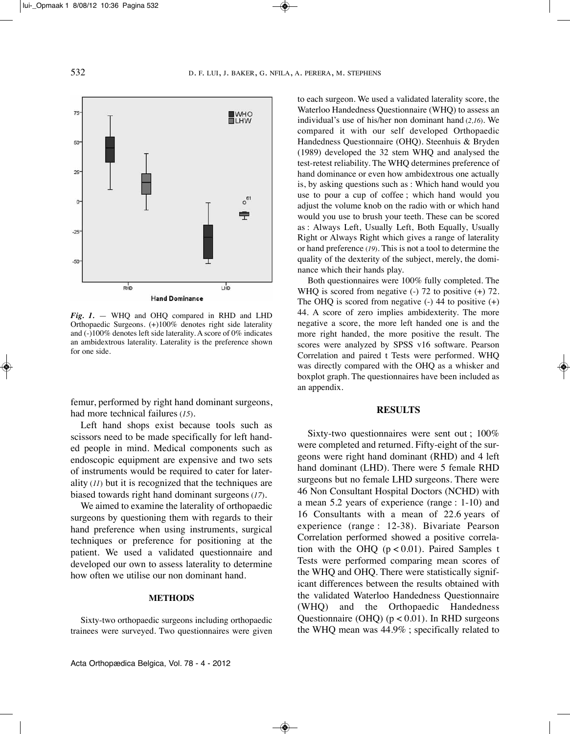*Fig. 1.* — WHQ and OHQ compared in RHD and LHD Orthopaedic Surgeons. (+)100% denotes right side laterality and (-)100% denotes left side laterality. A score of 0% indicates an ambidextrous laterality. Laterality is the preference shown for one side.

femur, performed by right hand dominant surgeons, had more technical failures (*15*).

Left hand shops exist because tools such as scissors need to be made specifically for left handed people in mind. Medical components such as endoscopic equipment are expensive and two sets of instruments would be required to cater for laterality (*11*) but it is recognized that the techniques are biased towards right hand dominant surgeons (*17*).

We aimed to examine the laterality of orthopaedic surgeons by questioning them with regards to their hand preference when using instruments, surgical techniques or preference for positioning at the patient. We used a validated questionnaire and developed our own to assess laterality to determine how often we utilise our non dominant hand.

## METHODS

Sixty-two orthopaedic surgeons including orthopaedic trainees were surveyed. Two questionnaires were given to each surgeon. We used a validated laterality score, the Waterloo Handedness Questionnaire (WHQ) to assess an individual's use of his/her non dominant hand (*2,16*). We compared it with our self developed Orthopaedic Handedness Questionnaire (OHQ). Steenhuis & Bryden (1989) developed the 32 stem WHQ and analysed the test-retest reliability. The WHQ determines preference of hand dominance or even how ambidextrous one actually is, by asking questions such as : Which hand would you use to pour a cup of coffee ; which hand would you adjust the volume knob on the radio with or which hand would you use to brush your teeth. These can be scored as : Always Left, Usually Left, Both Equally, Usually Right or Always Right which gives a range of laterality or hand preference (*19*). This is not a tool to determine the quality of the dexterity of the subject, merely, the dominance which their hands play.

Both questionnaires were 100% fully completed. The WHQ is scored from negative (-) 72 to positive (+) 72. The OHQ is scored from negative (-) 44 to positive (+) 44. A score of zero implies ambidexterity. The more negative a score, the more left handed one is and the more right handed, the more positive the result. The scores were analyzed by SPSS v16 software. Pearson Correlation and paired t Tests were performed. WHQ was directly compared with the OHQ as a whisker and boxplot graph. The questionnaires have been included as an appendix.

## RESULTS

Sixty-two questionnaires were sent out ; 100% were completed and returned. Fifty-eight of the surgeons were right hand dominant (RHD) and 4 left hand dominant (LHD). There were 5 female RHD surgeons but no female LHD surgeons. There were 46 Non Consultant Hospital Doctors (NCHD) with a mean 5.2 years of experience (range : 1-10) and 16 Consultants with a mean of 22.6 years of experience (range : 12-38). Bivariate Pearson Correlation performed showed a positive correlation with the OHQ ($p < 0.01$). Paired Samples t Tests were performed comparing mean scores of the WHQ and OHQ. There were statistically significant differences between the results obtained with the validated Waterloo Handedness Questionnaire (WHQ) and the Orthopaedic Handedness Questionnaire (OHQ) ($p < 0.01$). In RHD surgeons the WHQ mean was 44.9% ; specifically related to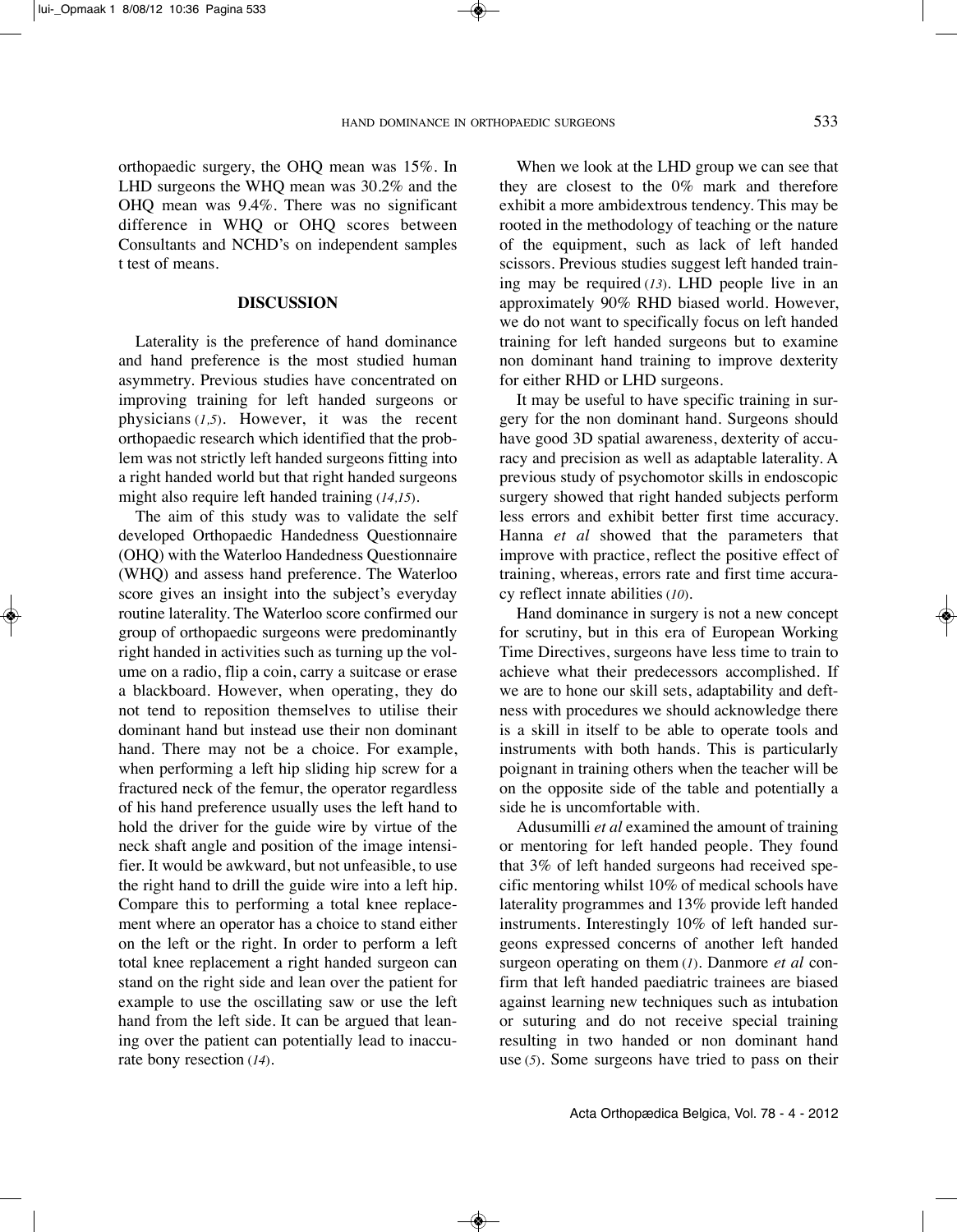orthopaedic surgery, the OHQ mean was 15%. In LHD surgeons the WHQ mean was 30.2% and the OHQ mean was 9.4%. There was no significant difference in WHQ or OHQ scores between Consultants and NCHD's on independent samples t test of means.

## DISCUSSION

Laterality is the preference of hand dominance and hand preference is the most studied human asymmetry. Previous studies have concentrated on improving training for left handed surgeons or physicians (*1,5*). However, it was the recent orthopaedic research which identified that the problem was not strictly left handed surgeons fitting into a right handed world but that right handed surgeons might also require left handed training (*14,15*).

The aim of this study was to validate the self developed Orthopaedic Handedness Questionnaire (OHQ) with the Waterloo Handedness Questionnaire (WHQ) and assess hand preference. The Waterloo score gives an insight into the subject's everyday routine laterality. The Waterloo score confirmed our group of orthopaedic surgeons were predominantly right handed in activities such as turning up the volume on a radio, flip a coin, carry a suitcase or erase a blackboard. However, when operating, they do not tend to reposition themselves to utilise their dominant hand but instead use their non dominant hand. There may not be a choice. For example, when performing a left hip sliding hip screw for a fractured neck of the femur, the operator regardless of his hand preference usually uses the left hand to hold the driver for the guide wire by virtue of the neck shaft angle and position of the image intensifier. It would be awkward, but not unfeasible, to use the right hand to drill the guide wire into a left hip. Compare this to performing a total knee replacement where an operator has a choice to stand either on the left or the right. In order to perform a left total knee replacement a right handed surgeon can stand on the right side and lean over the patient for example to use the oscillating saw or use the left hand from the left side. It can be argued that leaning over the patient can potentially lead to inaccurate bony resection (*14*).

When we look at the LHD group we can see that they are closest to the 0% mark and therefore exhibit a more ambidextrous tendency. This may be rooted in the methodology of teaching or the nature of the equipment, such as lack of left handed scissors. Previous studies suggest left handed training may be required (*13*). LHD people live in an approximately 90% RHD biased world. However, we do not want to specifically focus on left handed training for left handed surgeons but to examine non dominant hand training to improve dexterity for either RHD or LHD surgeons.

It may be useful to have specific training in surgery for the non dominant hand. Surgeons should have good 3D spatial awareness, dexterity of accuracy and precision as well as adaptable laterality. A previous study of psychomotor skills in endoscopic surgery showed that right handed subjects perform less errors and exhibit better first time accuracy. Hanna *et al* showed that the parameters that improve with practice, reflect the positive effect of training, whereas, errors rate and first time accuracy reflect innate abilities (*10*).

Hand dominance in surgery is not a new concept for scrutiny, but in this era of European Working Time Directives, surgeons have less time to train to achieve what their predecessors accomplished. If we are to hone our skill sets, adaptability and deftness with procedures we should acknowledge there is a skill in itself to be able to operate tools and instruments with both hands. This is particularly poignant in training others when the teacher will be on the opposite side of the table and potentially a side he is uncomfortable with.

Adusumilli *et al* examined the amount of training or mentoring for left handed people. They found that 3% of left handed surgeons had received specific mentoring whilst 10% of medical schools have laterality programmes and 13% provide left handed instruments. Interestingly 10% of left handed surgeons expressed concerns of another left handed surgeon operating on them (*1*). Danmore *et al* confirm that left handed paediatric trainees are biased against learning new techniques such as intubation or suturing and do not receive special training resulting in two handed or non dominant hand use (*5*). Some surgeons have tried to pass on their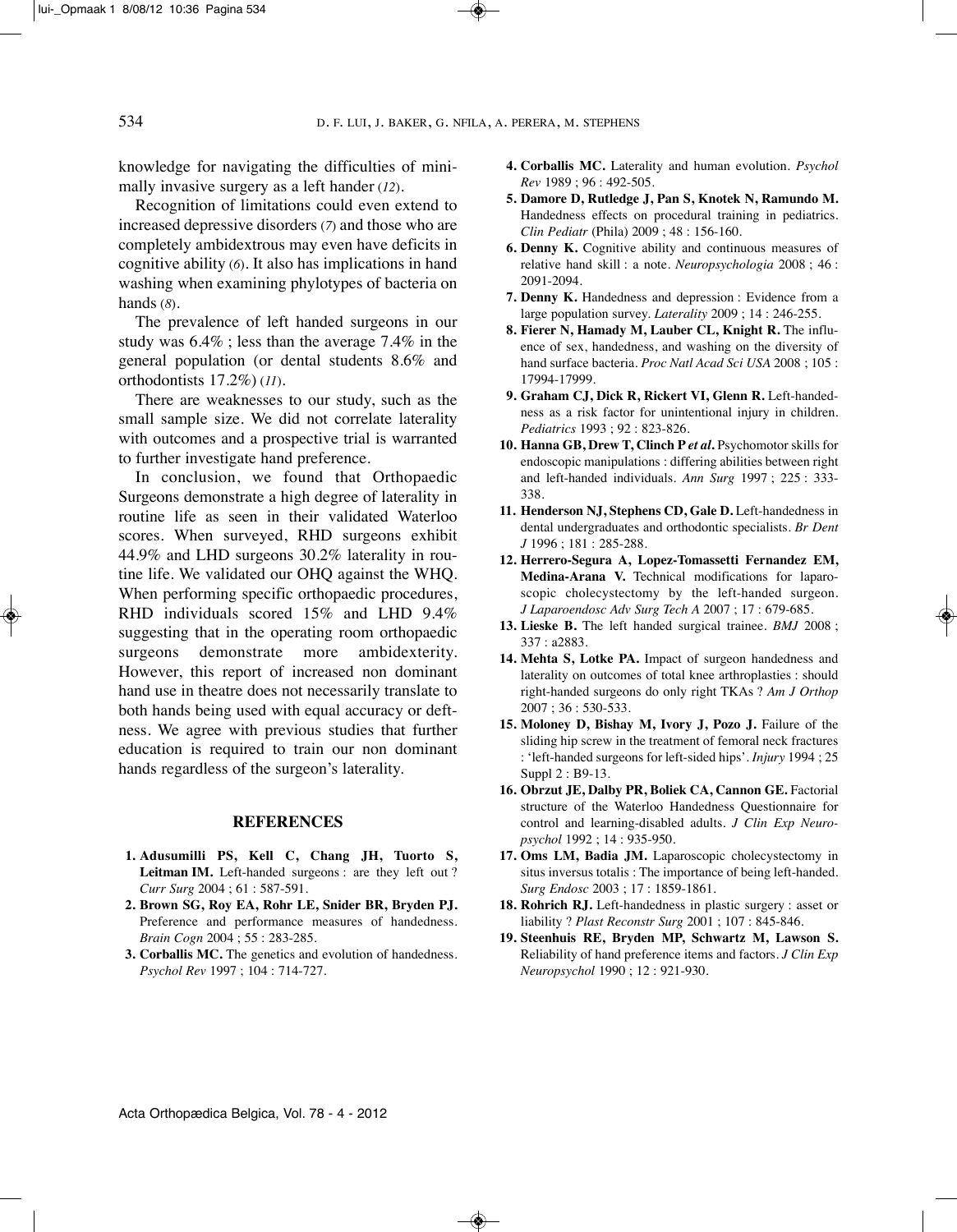knowledge for navigating the difficulties of minimally invasive surgery as a left hander (*12*).

Recognition of limitations could even extend to increased depressive disorders (*7*) and those who are completely ambidextrous may even have deficits in cognitive ability (*6*). It also has implications in hand washing when examining phylotypes of bacteria on hands (*8*).

The prevalence of left handed surgeons in our study was 6.4% ; less than the average 7.4% in the general population (or dental students 8.6% and orthodontists 17.2%) (*11*).

There are weaknesses to our study, such as the small sample size. We did not correlate laterality with outcomes and a prospective trial is warranted to further investigate hand preference.

In conclusion, we found that Orthopaedic Surgeons demonstrate a high degree of laterality in routine life as seen in their validated Waterloo scores. When surveyed, RHD surgeons exhibit 44.9% and LHD surgeons 30.2% laterality in routine life. We validated our OHQ against the WHQ. When performing specific orthopaedic procedures, RHD individuals scored 15% and LHD 9.4% suggesting that in the operating room orthopaedic surgeons demonstrate more ambidexterity. However, this report of increased non dominant hand use in theatre does not necessarily translate to both hands being used with equal accuracy or deftness. We agree with previous studies that further education is required to train our non dominant hands regardless of the surgeon's laterality.

## REFERENCES

1. **Adusumilli PS, Kell C, Chang JH, Tuorto S, Leitman IM.** Left-handed surgeons : are they left out ? *Curr Surg* 2004 ; 61 : 587-591.
2. **Brown SG, Roy EA, Rohr LE, Snider BR, Bryden PJ.** Preference and performance measures of handedness. *Brain Cogn* 2004 ; 55 : 283-285.
3. **Corballis MC.** The genetics and evolution of handedness. *Psychol Rev* 1997 ; 104 : 714-727.
4. **Corballis MC.** Laterality and human evolution. *Psychol Rev* 1989 ; 96 : 492-505.
5. **Damore D, Rutledge J, Pan S, Knotek N, Ramundo M.** Handedness effects on procedural training in pediatrics. *Clin Pediatr* (Phila) 2009 ; 48 : 156-160.
6. **Denny K.** Cognitive ability and continuous measures of relative hand skill : a note. *Neuropsychologia* 2008 ; 46 : 2091-2094.
7. **Denny K.** Handedness and depression : Evidence from a large population survey. *Laterality* 2009 ; 14 : 246-255.
8. **Fierer N, Hamady M, Lauber CL, Knight R.** The influence of sex, handedness, and washing on the diversity of hand surface bacteria. *Proc Natl Acad Sci USA* 2008 ; 105 : 17994-17999.
9. **Graham CJ, Dick R, Rickert VI, Glenn R.** Left-handedness as a risk factor for unintentional injury in children. *Pediatrics* 1993 ; 92 : 823-826.
10. **Hanna GB, Drew T, Clinch P *et al*.** Psychomotor skills for endoscopic manipulations : differing abilities between right and left-handed individuals. *Ann Surg* 1997 ; 225 : 333-338.
11. **Henderson NJ, Stephens CD, Gale D.** Left-handedness in dental undergraduates and orthodontic specialists. *Br Dent J* 1996 ; 181 : 285-288.
12. **Herrero-Segura A, Lopez-Tomassetti Fernandez EM, Medina-Arana V.** Technical modifications for laparoscopic cholecystectomy by the left-handed surgeon. *J Laparoendosc Adv Surg Tech A* 2007 ; 17 : 679-685.
13. **Lieske B.** The left handed surgical trainee. *BMJ* 2008 ; 337 : a2883.
14. **Mehta S, Lotke PA.** Impact of surgeon handedness and laterality on outcomes of total knee arthroplasties : should right-handed surgeons do only right TKAs ? *Am J Orthop* 2007 ; 36 : 530-533.
15. **Moloney D, Bishay M, Ivory J, Pozo J.** Failure of the sliding hip screw in the treatment of femoral neck fractures : 'left-handed surgeons for left-sided hips'. *Injury* 1994 ; 25 Suppl 2 : B9-13.
16. **Obrzut JE, Dalby PR, Boliek CA, Cannon GE.** Factorial structure of the Waterloo Handedness Questionnaire for control and learning-disabled adults. *J Clin Exp Neuropsychol* 1992 ; 14 : 935-950.
17. **Oms LM, Badia JM.** Laparoscopic cholecystectomy in situs inversus totalis : The importance of being left-handed. *Surg Endosc* 2003 ; 17 : 1859-1861.
18. **Rohrich RJ.** Left-handedness in plastic surgery : asset or liability ? *Plast Reconstr Surg* 2001 ; 107 : 845-846.
19. **Steenhuis RE, Bryden MP, Schwartz M, Lawson S.** Reliability of hand preference items and factors. *J Clin Exp Neuropsychol* 1990 ; 12 : 921-930.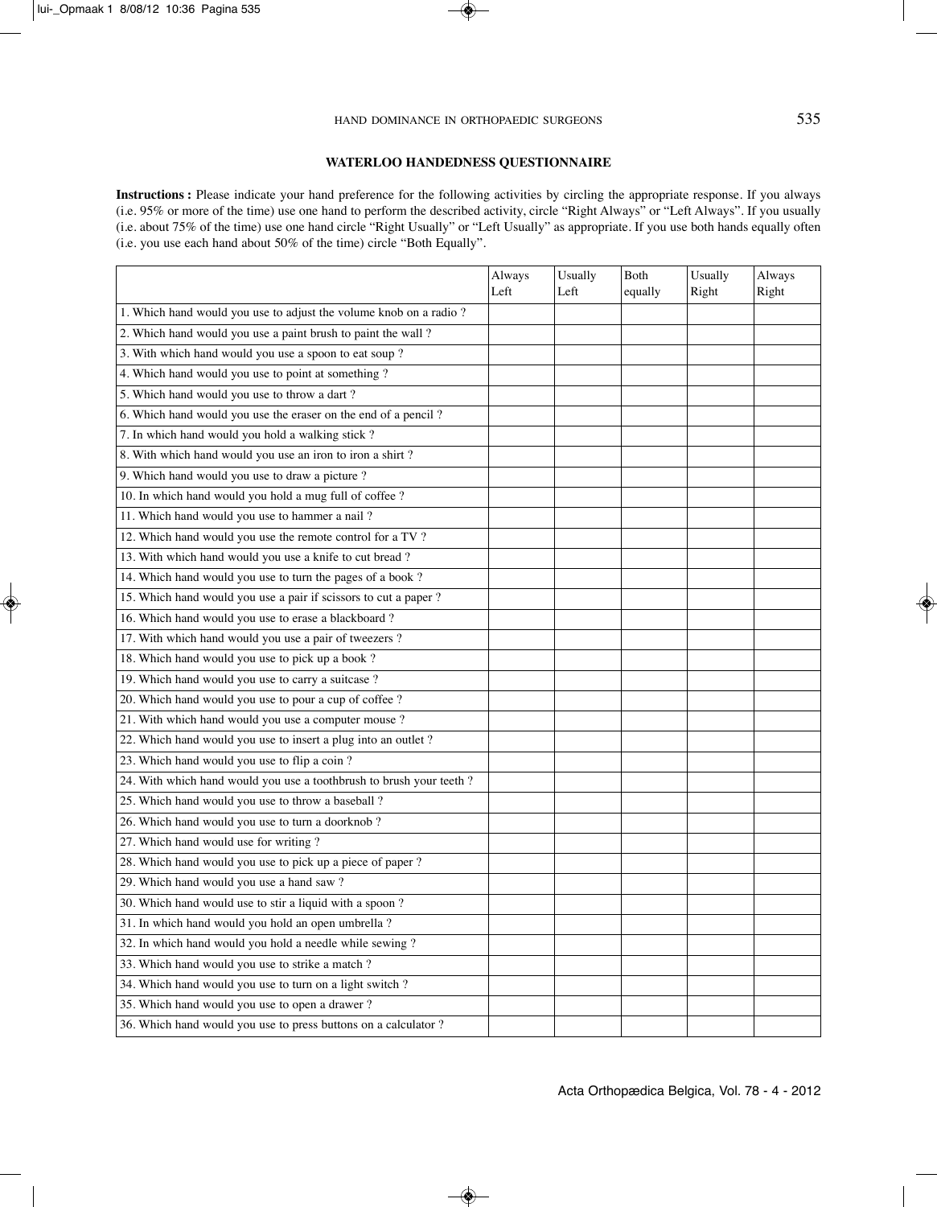## WATERLOO HANDEDNESS QUESTIONNAIRE

**Instructions :** Please indicate your hand preference for the following activities by circling the appropriate response. If you always (i.e. 95% or more of the time) use one hand to perform the described activity, circle "Right Always" or "Left Always". If you usually (i.e. about 75% of the time) use one hand circle "Right Usually" or "Left Usually" as appropriate. If you use both hands equally often (i.e. you use each hand about 50% of the time) circle "Both Equally".

| | Always Left | Usually Left | Both equally | Usually Right | Always Right |
|---|---|---|---|---|---|
| 1. Which hand would you use to adjust the volume knob on a radio ? | | | | | |
| 2. Which hand would you use a paint brush to paint the wall ? | | | | | |
| 3. With which hand would you use a spoon to eat soup ? | | | | | |
| 4. Which hand would you use to point at something ? | | | | | |
| 5. Which hand would you use to throw a dart ? | | | | | |
| 6. Which hand would you use the eraser on the end of a pencil ? | | | | | |
| 7. In which hand would you hold a walking stick ? | | | | | |
| 8. With which hand would you use an iron to iron a shirt ? | | | | | |
| 9. Which hand would you use to draw a picture ? | | | | | |
| 10. In which hand would you hold a mug full of coffee ? | | | | | |
| 11. Which hand would you use to hammer a nail ? | | | | | |
| 12. Which hand would you use the remote control for a TV ? | | | | | |
| 13. With which hand would you use a knife to cut bread ? | | | | | |
| 14. Which hand would you use to turn the pages of a book ? | | | | | |
| 15. Which hand would you use a pair if scissors to cut a paper ? | | | | | |
| 16. Which hand would you use to erase a blackboard ? | | | | | |
| 17. With which hand would you use a pair of tweezers ? | | | | | |
| 18. Which hand would you use to pick up a book ? | | | | | |
| 19. Which hand would you use to carry a suitcase ? | | | | | |
| 20. Which hand would you use to pour a cup of coffee ? | | | | | |
| 21. With which hand would you use a computer mouse ? | | | | | |
| 22. Which hand would you use to insert a plug into an outlet ? | | | | | |
| 23. Which hand would you use to flip a coin ? | | | | | |
| 24. With which hand would you use a toothbrush to brush your teeth ? | | | | | |
| 25. Which hand would you use to throw a baseball ? | | | | | |
| 26. Which hand would you use to turn a doorknob ? | | | | | |
| 27. Which hand would use for writing ? | | | | | |
| 28. Which hand would you use to pick up a piece of paper ? | | | | | |
| 29. Which hand would you use a hand saw ? | | | | | |
| 30. Which hand would use to stir a liquid with a spoon ? | | | | | |
| 31. In which hand would you hold an open umbrella ? | | | | | |
| 32. In which hand would you hold a needle while sewing ? | | | | | |
| 33. Which hand would you use to strike a match ? | | | | | |
| 34. Which hand would you use to turn on a light switch ? | | | | | |
| 35. Which hand would you use to open a drawer ? | | | | | |
| 36. Which hand would you use to press buttons on a calculator ? | | | | | |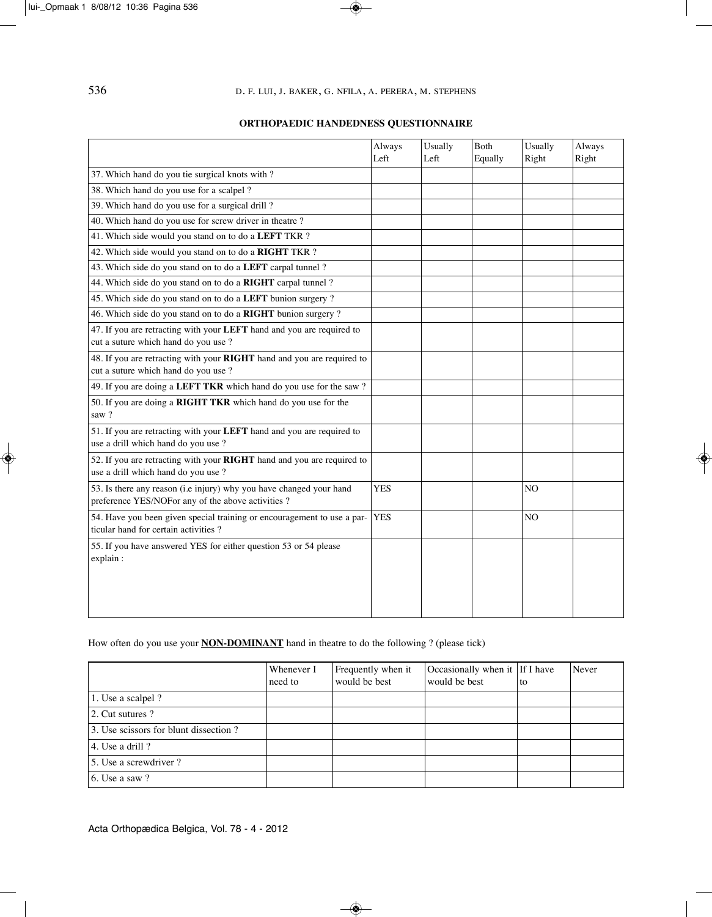**ORTHOPAEDIC HANDEDNESS QUESTIONNAIRE**

| | Always Left | Usually Left | Both Equally | Usually Right | Always Right |
|---|---|---|---|---|---|
| 37. Which hand do you tie surgical knots with ? | | | | | |
| 38. Which hand do you use for a scalpel ? | | | | | |
| 39. Which hand do you use for a surgical drill ? | | | | | |
| 40. Which hand do you use for screw driver in theatre ? | | | | | |
| 41. Which side would you stand on to do a **LEFT** TKR ? | | | | | |
| 42. Which side would you stand on to do a **RIGHT** TKR ? | | | | | |
| 43. Which side do you stand on to do a **LEFT** carpal tunnel ? | | | | | |
| 44. Which side do you stand on to do a **RIGHT** carpal tunnel ? | | | | | |
| 45. Which side do you stand on to do a **LEFT** bunion surgery ? | | | | | |
| 46. Which side do you stand on to do a **RIGHT** bunion surgery ? | | | | | |
| 47. If you are retracting with your **LEFT** hand and you are required to cut a suture which hand do you use ? | | | | | |
| 48. If you are retracting with your **RIGHT** hand and you are required to cut a suture which hand do you use ? | | | | | |
| 49. If you are doing a **LEFT TKR** which hand do you use for the saw ? | | | | | |
| 50. If you are doing a **RIGHT TKR** which hand do you use for the saw ? | | | | | |
| 51. If you are retracting with your **LEFT** hand and you are required to use a drill which hand do you use ? | | | | | |
| 52. If you are retracting with your **RIGHT** hand and you are required to use a drill which hand do you use ? | | | | | |
| 53. Is there any reason (i.e injury) why you have changed your hand preference YES/NOFor any of the above activities ? | YES | | | NO | |
| 54. Have you been given special training or encouragement to use a particular hand for certain activities ? | YES | | | NO | |
| 55. If you have answered YES for either question 53 or 54 please explain : | | | | | |

How often do you use your **NON-DOMINANT** hand in theatre to do the following ? (please tick)

| | Whenever I need to | Frequently when it would be best | Occasionally when it would be best | If I have to | Never |
|---|---|---|---|---|---|
| 1. Use a scalpel ? | | | | | |
| 2. Cut sutures ? | | | | | |
| 3. Use scissors for blunt dissection ? | | | | | |
| 4. Use a drill ? | | | | | |
| 5. Use a screwdriver ? | | | | | |
| 6. Use a saw ? | | | | | |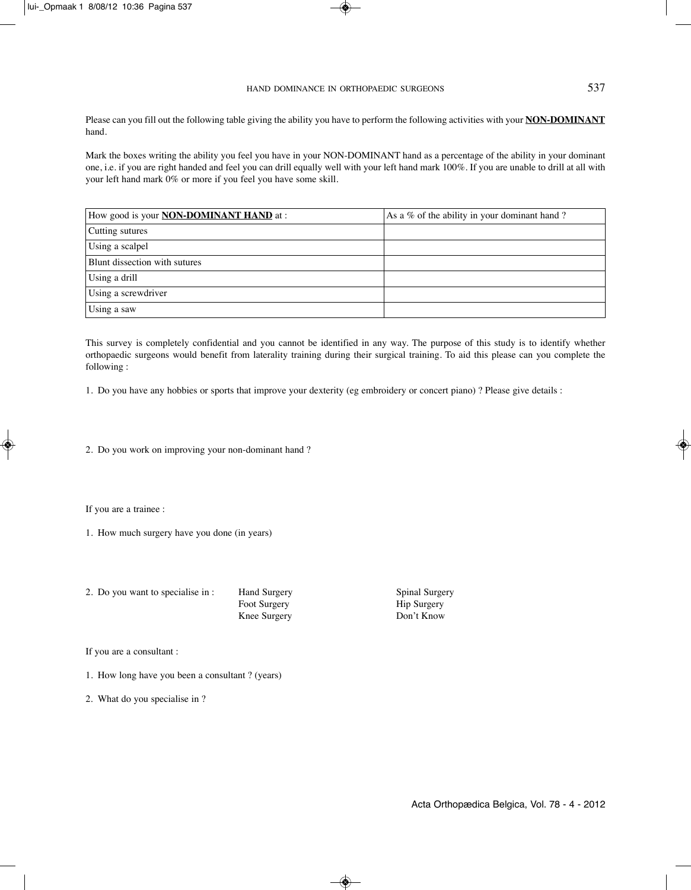Please can you fill out the following table giving the ability you have to perform the following activities with your **NON-DOMINANT** hand.

Mark the boxes writing the ability you feel you have in your NON-DOMINANT hand as a percentage of the ability in your dominant one, i.e. if you are right handed and feel you can drill equally well with your left hand mark 100%. If you are unable to drill at all with your left hand mark 0% or more if you feel you have some skill.

| How good is your **NON-DOMINANT HAND** at : | As a % of the ability in your dominant hand ? |
|---|---|
| Cutting sutures | |
| Using a scalpel | |
| Blunt dissection with sutures | |
| Using a drill | |
| Using a screwdriver | |
| Using a saw | |

This survey is completely confidential and you cannot be identified in any way. The purpose of this study is to identify whether orthopaedic surgeons would benefit from laterality training during their surgical training. To aid this please can you complete the following :

1. Do you have any hobbies or sports that improve your dexterity (eg embroidery or concert piano) ? Please give details :

2. Do you work on improving your non-dominant hand ?

If you are a trainee :

1. How much surgery have you done (in years)

2. Do you want to specialise in :
   - Hand Surgery
   - Foot Surgery
   - Knee Surgery
   - Spinal Surgery
   - Hip Surgery
   - Don't Know

If you are a consultant :

1. How long have you been a consultant ? (years)

2. What do you specialise in ?